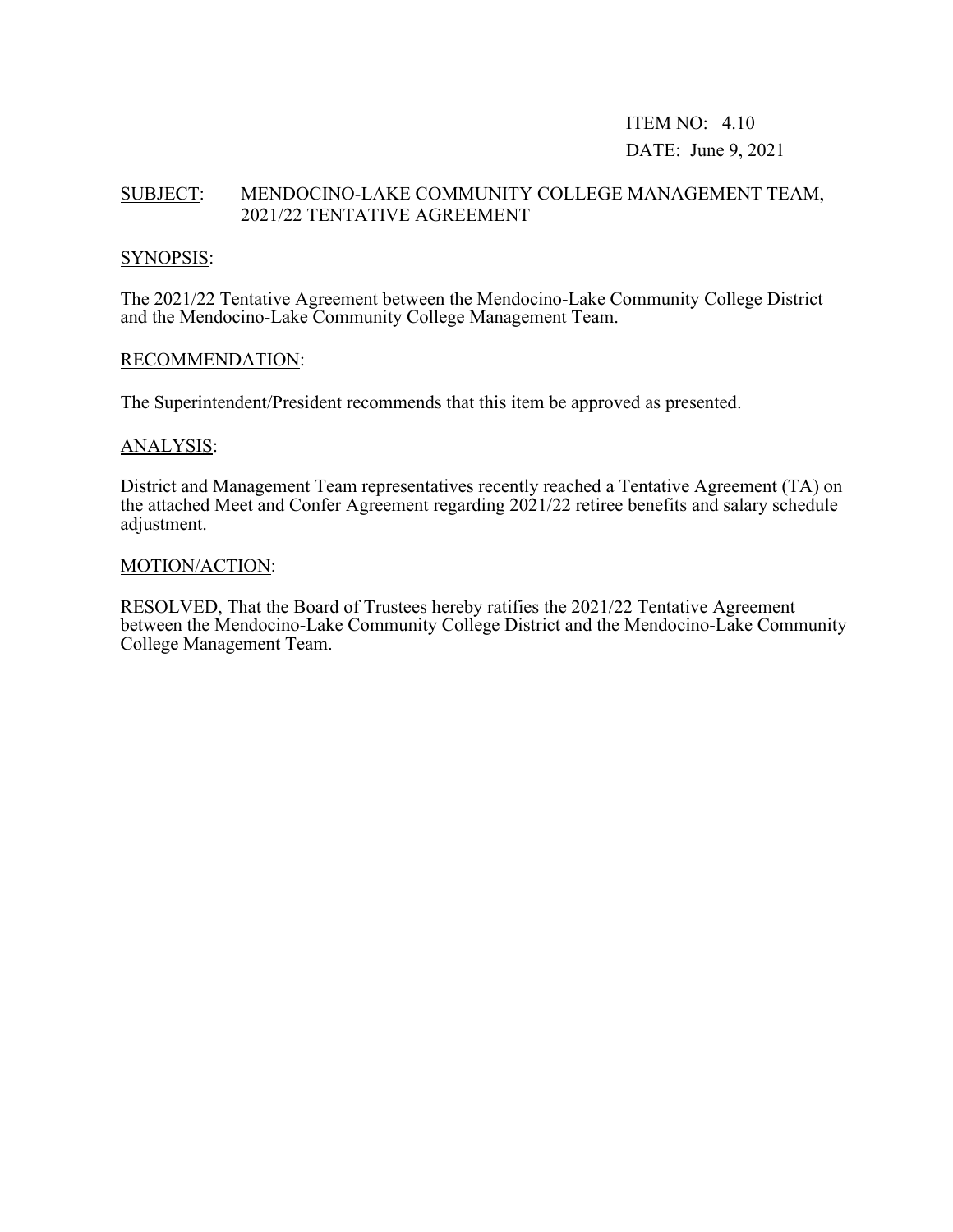ITEM NO: 4.10

DATE: June 9, 2021

SUBJECT: MENDOCINO-LAKE COMMUNITY COLLEGE MANAGEMENT TEAM, 2021/22 TENTATIVE AGREEMENT

SYNOPSIS:

The 2021/22 Tentative Agreement between the Mendocino-Lake Community College District and the Mendocino-Lake Community College Management Team.

RECOMMENDATION:

The Superintendent/President recommends that this item be approved as presented.

ANALYSIS:

District and Management Team representatives recently reached a Tentative Agreement (TA) on the attached Meet and Confer Agreement regarding 2021/22 retiree benefits and salary schedule adjustment.

MOTION/ACTION:

RESOLVED, That the Board of Trustees hereby ratifies the 2021/22 Tentative Agreement between the Mendocino-Lake Community College District and the Mendocino-Lake Community College Management Team.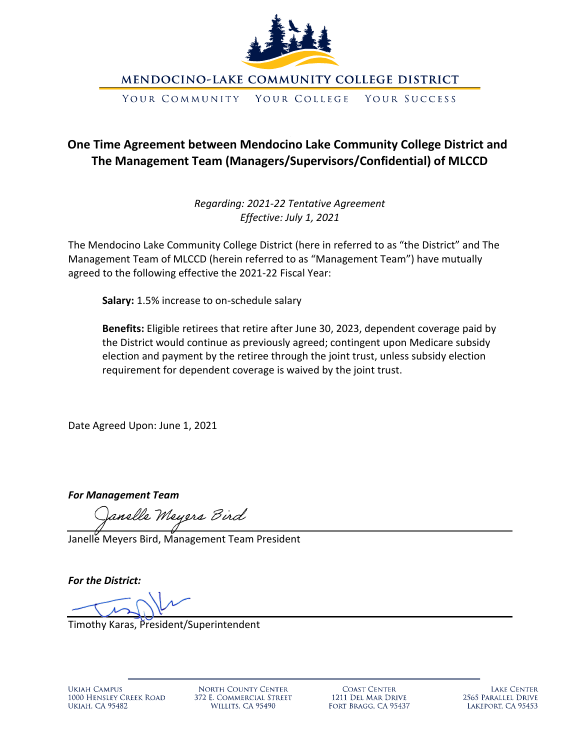MENDOCINO-LAKE COMMUNITY COLLEGE DISTRICT

YOUR COMMUNITY YOUR COLLEGE YOUR SUCCESS

# One Time Agreement between Mendocino Lake Community College District and The Management Team (Managers/Supervisors/Confidential) of MLCCD

*Regarding: 2021-22 Tentative Agreement*
*Effective: July 1, 2021*

The Mendocino Lake Community College District (here in referred to as "the District" and The Management Team of MLCCD (herein referred to as "Management Team") have mutually agreed to the following effective the 2021-22 Fiscal Year:

**Salary:** 1.5% increase to on-schedule salary

**Benefits:** Eligible retirees that retire after June 30, 2023, dependent coverage paid by the District would continue as previously agreed; contingent upon Medicare subsidy election and payment by the retiree through the joint trust, unless subsidy election requirement for dependent coverage is waived by the joint trust.

Date Agreed Upon: June 1, 2021

***For Management Team***

Janelle Meyers Bird

Janelle Meyers Bird, Management Team President

***For the District:***

Timothy Karas, President/Superintendent

UKIAH CAMPUS
1000 HENSLEY CREEK ROAD
UKIAH, CA 95482

NORTH COUNTY CENTER
372 E. COMMERCIAL STREET
WILLITS, CA 95490

COAST CENTER
1211 DEL MAR DRIVE
FORT BRAGG, CA 95437

LAKE CENTER
2565 PARALLEL DRIVE
LAKEPORT, CA 95453